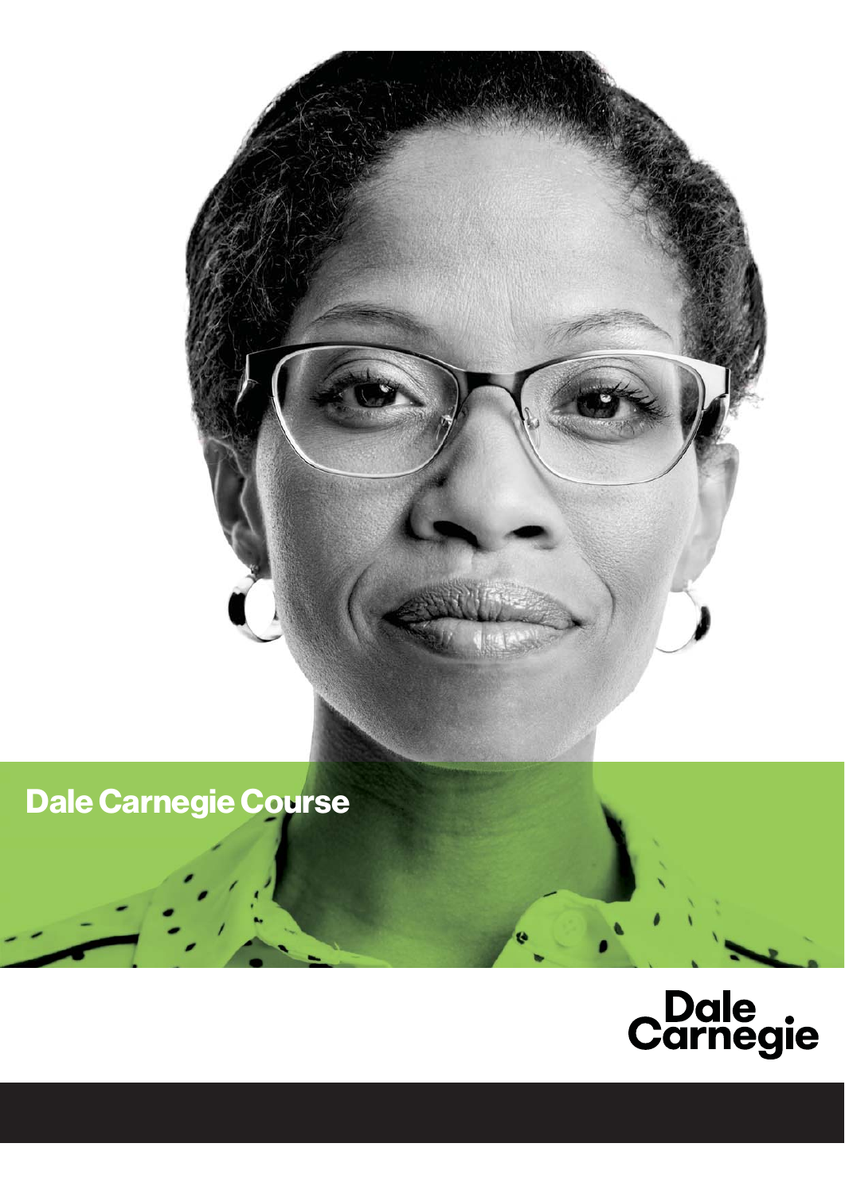# Dale Carnegie Course

Dale Carnegie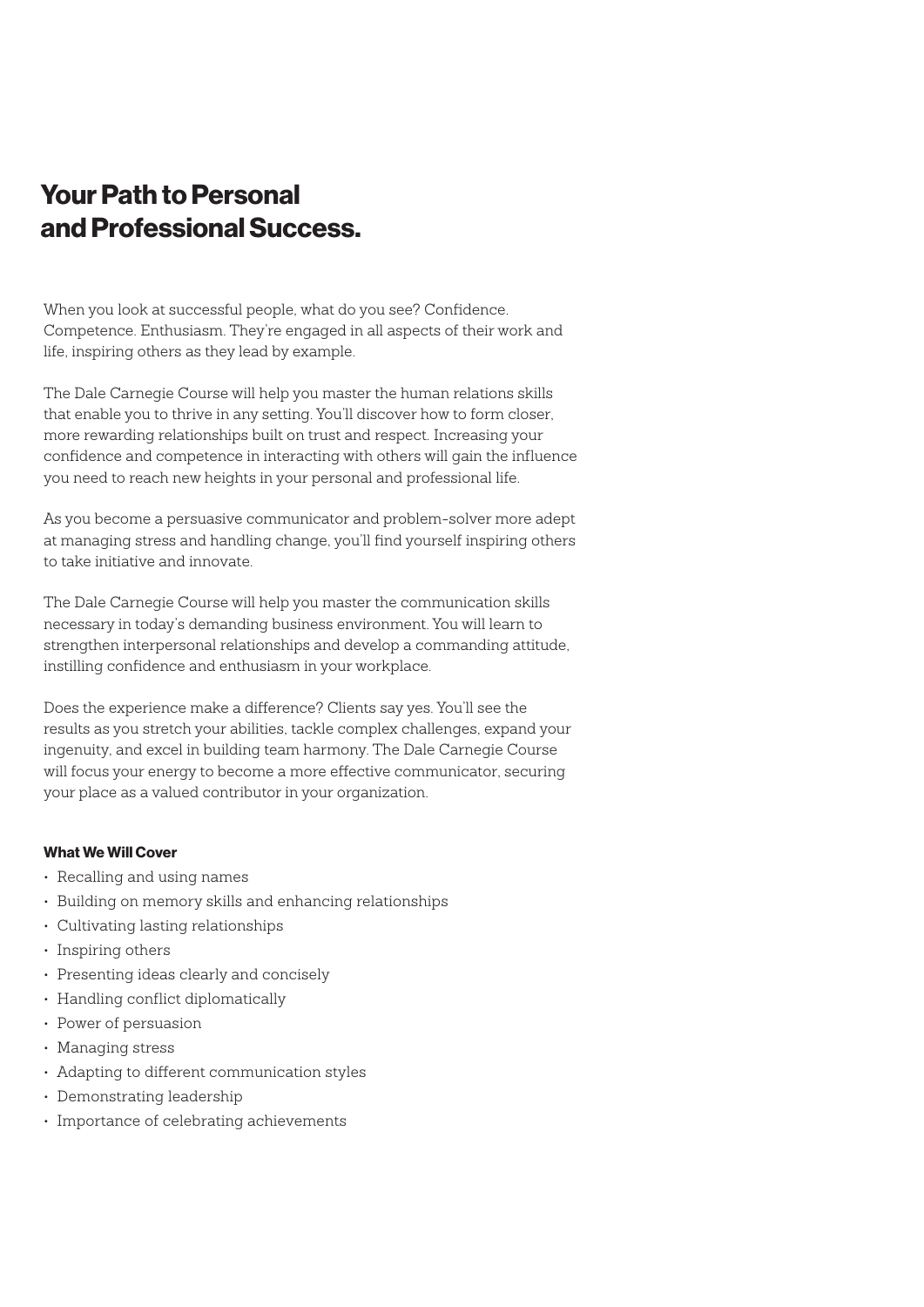# Your Path to Personal and Professional Success.

When you look at successful people, what do you see? Confidence. Competence. Enthusiasm. They're engaged in all aspects of their work and life, inspiring others as they lead by example.

The Dale Carnegie Course will help you master the human relations skills that enable you to thrive in any setting. You'll discover how to form closer, more rewarding relationships built on trust and respect. Increasing your confidence and competence in interacting with others will gain the influence you need to reach new heights in your personal and professional life.

As you become a persuasive communicator and problem-solver more adept at managing stress and handling change, you'll find yourself inspiring others to take initiative and innovate.

The Dale Carnegie Course will help you master the communication skills necessary in today's demanding business environment. You will learn to strengthen interpersonal relationships and develop a commanding attitude, instilling confidence and enthusiasm in your workplace.

Does the experience make a difference? Clients say yes. You'll see the results as you stretch your abilities, tackle complex challenges, expand your ingenuity, and excel in building team harmony. The Dale Carnegie Course will focus your energy to become a more effective communicator, securing your place as a valued contributor in your organization.

**What We Will Cover**

- Recalling and using names
- Building on memory skills and enhancing relationships
- Cultivating lasting relationships
- Inspiring others
- Presenting ideas clearly and concisely
- Handling conflict diplomatically
- Power of persuasion
- Managing stress
- Adapting to different communication styles
- Demonstrating leadership
- Importance of celebrating achievements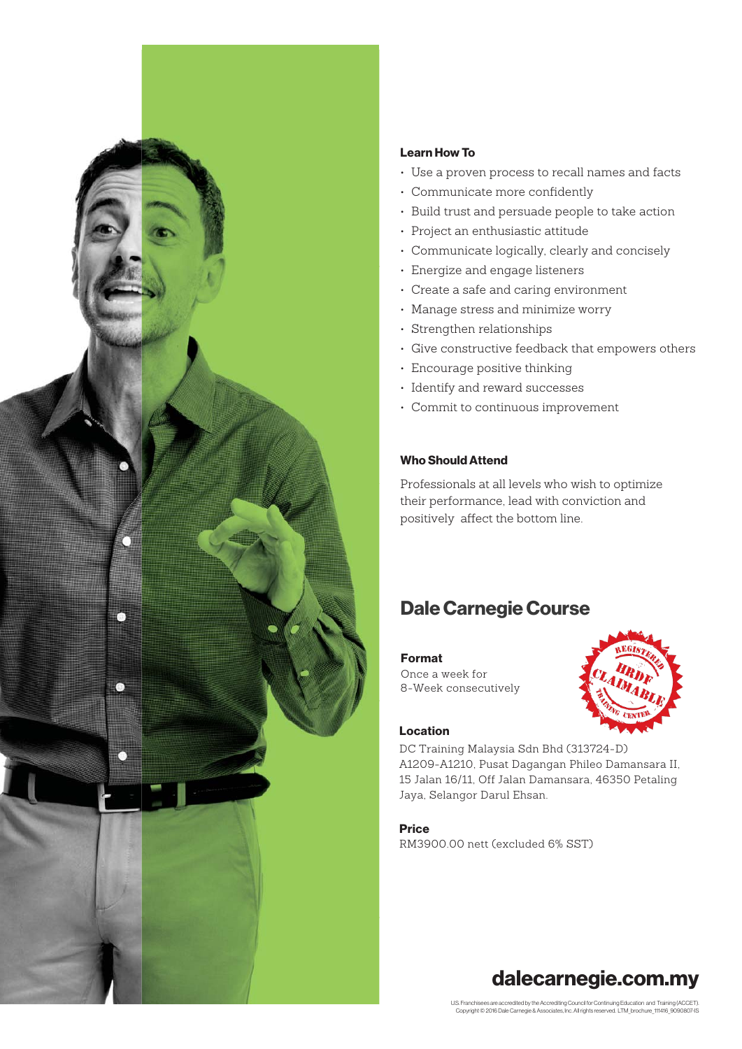**Learn How To**

- Use a proven process to recall names and facts
- Communicate more confidently
- Build trust and persuade people to take action
- Project an enthusiastic attitude
- Communicate logically, clearly and concisely
- Energize and engage listeners
- Create a safe and caring environment
- Manage stress and minimize worry
- Strengthen relationships
- Give constructive feedback that empowers others
- Encourage positive thinking
- Identify and reward successes
- Commit to continuous improvement

**Who Should Attend**

Professionals at all levels who wish to optimize their performance, lead with conviction and positively affect the bottom line.

## Dale Carnegie Course

**Format**

Once a week for 8-Week consecutively

REGISTERED HRDF CLAIMABLE TRAINING CENTER

**Location**

DC Training Malaysia Sdn Bhd (313724-D)
A1209-A1210, Pusat Dagangan Phileo Damansara II, 15 Jalan 16/11, Off Jalan Damansara, 46350 Petaling Jaya, Selangor Darul Ehsan.

**Price**

RM3900.00 nett (excluded 6% SST)

**dalecarnegie.com.my**

U.S. Franchisees are accredited by the Accrediting Council for Continuing Education and Training (ACCET).
Copyright © 2016 Dale Carnegie & Associates, Inc. All rights reserved. LTM_brochure_111416_9090807-IS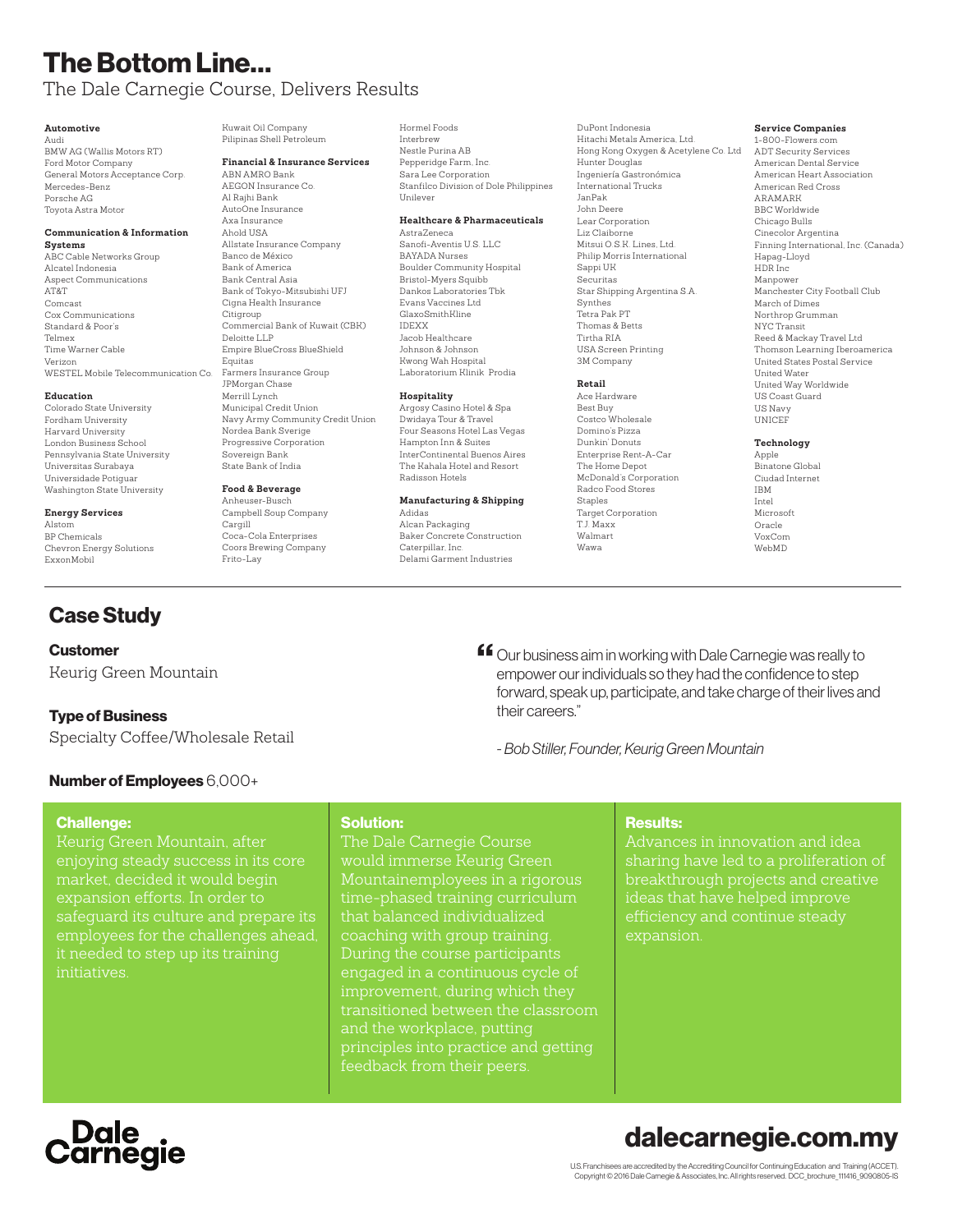# The Bottom Line...

The Dale Carnegie Course, Delivers Results

**Automotive**
Audi
BMW AG (Wallis Motors RT)
Ford Motor Company
General Motors Acceptance Corp.
Mercedes-Benz
Porsche AG
Toyota Astra Motor

**Communication & Information Systems**
ABC Cable Networks Group
Alcatel Indonesia
Aspect Communications
AT&T
Comcast
Cox Communications
Standard & Poor's
Telmex
Time Warner Cable
Verizon
WESTEL Mobile Telecommunication Co.

**Education**
Colorado State University
Fordham University
Harvard University
London Business School
Pennsylvania State University
Universitas Surabaya
Universidade Potiguar
Washington State University

**Energy Services**
Alstom
BP Chemicals
Chevron Energy Solutions
ExxonMobil
Kuwait Oil Company
Pilipinas Shell Petroleum

**Financial & Insurance Services**
ABN AMRO Bank
AEGON Insurance Co.
Al Rajhi Bank
AutoOne Insurance
Axa Insurance
Ahold USA
Allstate Insurance Company
Banco de México
Bank of America
Bank Central Asia
Bank of Tokyo-Mitsubishi UFJ
Cigna Health Insurance
Citigroup
Commercial Bank of Kuwait (CBK)
Deloitte LLP
Empire BlueCross BlueShield
Equitas
Farmers Insurance Group
JPMorgan Chase
Merrill Lynch
Municipal Credit Union
Navy Army Community Credit Union
Nordea Bank Sverige
Progressive Corporation
Sovereign Bank
State Bank of India

**Food & Beverage**
Anheuser-Busch
Campbell Soup Company
Cargill
Coca-Cola Enterprises
Coors Brewing Company
Frito-Lay
Hormel Foods
Interbrew
Nestle Purina AB
Pepperidge Farm, Inc.
Sara Lee Corporation
Stanfilco Division of Dole Philippines
Unilever

**Healthcare & Pharmaceuticals**
AstraZeneca
Sanofi-Aventis U.S. LLC
BAYADA Nurses
Boulder Community Hospital
Bristol-Myers Squibb
Dankos Laboratories Tbk
Evans Vaccines Ltd
GlaxoSmithKline
IDEXX
Jacob Healthcare
Johnson & Johnson
Kwong Wah Hospital
Laboratorium Klinik Prodia

**Hospitality**
Argosy Casino Hotel & Spa
Dwidaya Tour & Travel
Four Seasons Hotel Las Vegas
Hampton Inn & Suites
InterContinental Buenos Aires
The Kahala Hotel and Resort
Radisson Hotels

**Manufacturing & Shipping**
Adidas
Alcan Packaging
Baker Concrete Construction
Caterpillar, Inc.
Delami Garment Industries
DuPont Indonesia
Hitachi Metals America, Ltd.
Hong Kong Oxygen & Acetylene Co. Ltd
Hunter Douglas
Ingeniería Gastronómica
International Trucks
JanPak
John Deere
Lear Corporation
Liz Claiborne
Mitsui O.S.K. Lines, Ltd.
Philip Morris International
Sappi UK
Securitas
Star Shipping Argentina S.A.
Synthes
Tetra Pak PT
Thomas & Betts
Tirtha RIA
USA Screen Printing
3M Company

**Retail**
Ace Hardware
Best Buy
Costco Wholesale
Domino's Pizza
Dunkin' Donuts
Enterprise Rent-A-Car
The Home Depot
McDonald's Corporation
Radco Food Stores
Staples
Target Corporation
T.J. Maxx
Walmart
Wawa

**Service Companies**
1-800-Flowers.com
ADT Security Services
American Dental Service
American Heart Association
American Red Cross
ARAMARK
BBC Worldwide
Chicago Bulls
Cinecolor Argentina
Finning International, Inc. (Canada)
Hapag-Lloyd
HDR Inc
Manpower
Manchester City Football Club
March of Dimes
Northrop Grumman
NYC Transit
Reed & Mackay Travel Ltd
Thomson Learning Iberoamerica
United States Postal Service
United Water
United Way Worldwide
US Coast Guard
US Navy
UNICEF

**Technology**
Apple
Binatone Global
Ciudad Internet
IBM
Intel
Microsoft
Oracle
VoxCom
WebMD

## Case Study

**Customer**
Keurig Green Mountain

**Type of Business**
Specialty Coffee/Wholesale Retail

**Number of Employees** 6,000+

"Our business aim in working with Dale Carnegie was really to empower our individuals so they had the confidence to step forward, speak up, participate, and take charge of their lives and their careers."

*- Bob Stiller, Founder, Keurig Green Mountain*

**Challenge:**
Keurig Green Mountain, after enjoying steady success in its core market, decided it would begin expansion efforts. In order to safeguard its culture and prepare its employees for the challenges ahead, it needed to step up its training initiatives.

**Solution:**
The Dale Carnegie Course would immerse Keurig Green Mountainemployees in a rigorous time-phased training curriculum that balanced individualized coaching with group training. During the course participants engaged in a continuous cycle of improvement, during which they transitioned between the classroom and the workplace, putting principles into practice and getting feedback from their peers.

**Results:**
Advances in innovation and idea sharing have led to a proliferation of breakthrough projects and creative ideas that have helped improve efficiency and continue steady expansion.

Dale Carnegie

**dalecarnegie.com.my**

U.S. Franchisees are accredited by the Accrediting Council for Continuing Education and Training (ACCET). Copyright © 2016 Dale Carnegie & Associates, Inc. All rights reserved. DCC_brochure_111416_9090805-IS